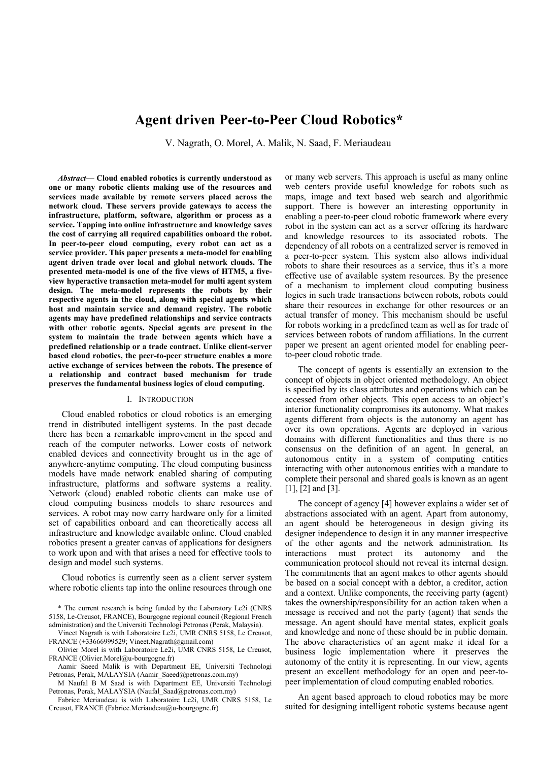# Agent driven Peer-to-Peer Cloud Robotics*

V. Nagrath, O. Morel, A. Malik, N. Saad, F. Meriaudeau

***Abstract*— Cloud enabled robotics is currently understood as one or many robotic clients making use of the resources and services made available by remote servers placed across the network cloud. These servers provide gateways to access the infrastructure, platform, software, algorithm or process as a service. Tapping into online infrastructure and knowledge saves the cost of carrying all required capabilities onboard the robot. In peer-to-peer cloud computing, every robot can act as a service provider. This paper presents a meta-model for enabling agent driven trade over local and global network clouds. The presented meta-model is one of the five views of HTM5, a five-view hyperactive transaction meta-model for multi agent system design. The meta-model represents the robots by their respective agents in the cloud, along with special agents which host and maintain service and demand registry. The robotic agents may have predefined relationships and service contracts with other robotic agents. Special agents are present in the system to maintain the trade between agents which have a predefined relationship or a trade contract. Unlike client-server based cloud robotics, the peer-to-peer structure enables a more active exchange of services between the robots. The presence of a relationship and contract based mechanism for trade preserves the fundamental business logics of cloud computing.**

## I. Introduction

Cloud enabled robotics or cloud robotics is an emerging trend in distributed intelligent systems. In the past decade there has been a remarkable improvement in the speed and reach of the computer networks. Lower costs of network enabled devices and connectivity brought us in the age of anywhere-anytime computing. The cloud computing business models have made network enabled sharing of computing infrastructure, platforms and software systems a reality. Network (cloud) enabled robotic clients can make use of cloud computing business models to share resources and services. A robot may now carry hardware only for a limited set of capabilities onboard and can theoretically access all infrastructure and knowledge available online. Cloud enabled robotics present a greater canvas of applications for designers to work upon and with that arises a need for effective tools to design and model such systems.

Cloud robotics is currently seen as a client server system where robotic clients tap into the online resources through one or many web servers. This approach is useful as many online web centers provide useful knowledge for robots such as maps, image and text based web search and algorithmic support. There is however an interesting opportunity in enabling a peer-to-peer cloud robotic framework where every robot in the system can act as a server offering its hardware and knowledge resources to its associated robots. The dependency of all robots on a centralized server is removed in a peer-to-peer system. This system also allows individual robots to share their resources as a service, thus it's a more effective use of available system resources. By the presence of a mechanism to implement cloud computing business logics in such trade transactions between robots, robots could share their resources in exchange for other resources or an actual transfer of money. This mechanism should be useful for robots working in a predefined team as well as for trade of services between robots of random affiliations. In the current paper we present an agent oriented model for enabling peer-to-peer cloud robotic trade.

The concept of agents is essentially an extension to the concept of objects in object oriented methodology. An object is specified by its class attributes and operations which can be accessed from other objects. This open access to an object's interior functionality compromises its autonomy. What makes agents different from objects is the autonomy an agent has over its own operations. Agents are deployed in various domains with different functionalities and thus there is no consensus on the definition of an agent. In general, an autonomous entity in a system of computing entities interacting with other autonomous entities with a mandate to complete their personal and shared goals is known as an agent [1], [2] and [3].

The concept of agency [4] however explains a wider set of abstractions associated with an agent. Apart from autonomy, an agent should be heterogeneous in design giving its designer independence to design it in any manner irrespective of the other agents and the network administration. Its interactions must protect its autonomy and the communication protocol should not reveal its internal design. The commitments that an agent makes to other agents should be based on a social concept with a debtor, a creditor, action and a context. Unlike components, the receiving party (agent) takes the ownership/responsibility for an action taken when a message is received and not the party (agent) that sends the message. An agent should have mental states, explicit goals and knowledge and none of these should be in public domain. The above characteristics of an agent make it ideal for a business logic implementation where it preserves the autonomy of the entity it is representing. In our view, agents present an excellent methodology for an open and peer-to-peer implementation of cloud computing enabled robotics.

An agent based approach to cloud robotics may be more suited for designing intelligent robotic systems because agent

---

\* The current research is being funded by the Laboratory Le2i (CNRS 5158, Le-Creusot, FRANCE), Bourgogne regional council (Regional French administration) and the Universiti Technologi Petronas (Perak, Malaysia).

Vineet Nagrath is with Laboratoire Le2i, UMR CNRS 5158, Le Creusot, FRANCE (+33666999529; Vineet.Nagrath@gmail.com)

Olivier Morel is with Laboratoire Le2i, UMR CNRS 5158, Le Creusot, FRANCE (Olivier.Morel@u-bourgogne.fr)

Aamir Saeed Malik is with Department EE, Universiti Technologi Petronas, Perak, MALAYSIA (Aamir_Saeed@petronas.com.my)

M Naufal B M Saad is with Department EE, Universiti Technologi Petronas, Perak, MALAYSIA (Naufal_Saad@petronas.com.my)

Fabrice Meriaudeau is with Laboratoire Le2i, UMR CNRS 5158, Le Creusot, FRANCE (Fabrice.Meriaudeau@u-bourgogne.fr)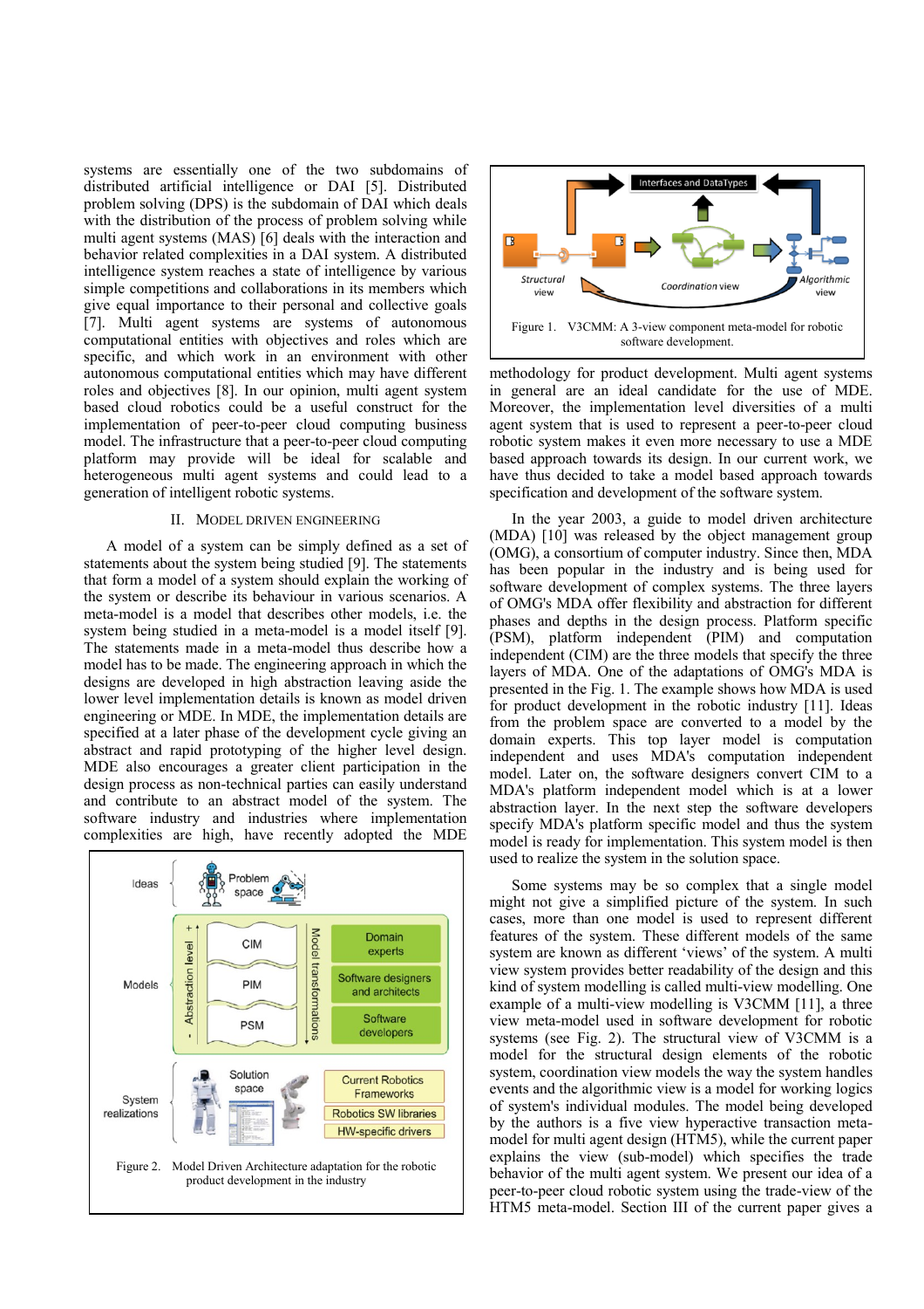systems are essentially one of the two subdomains of distributed artificial intelligence or DAI [5]. Distributed problem solving (DPS) is the subdomain of DAI which deals with the distribution of the process of problem solving while multi agent systems (MAS) [6] deals with the interaction and behavior related complexities in a DAI system. A distributed intelligence system reaches a state of intelligence by various simple competitions and collaborations in its members which give equal importance to their personal and collective goals [7]. Multi agent systems are systems of autonomous computational entities with objectives and roles which are specific, and which work in an environment with other autonomous computational entities which may have different roles and objectives [8]. In our opinion, multi agent system based cloud robotics could be a useful construct for the implementation of peer-to-peer cloud computing business model. The infrastructure that a peer-to-peer cloud computing platform may provide will be ideal for scalable and heterogeneous multi agent systems and could lead to a generation of intelligent robotic systems.

## II. Model Driven Engineering

A model of a system can be simply defined as a set of statements about the system being studied [9]. The statements that form a model of a system should explain the working of the system or describe its behaviour in various scenarios. A meta-model is a model that describes other models, i.e. the system being studied in a meta-model is a model itself [9]. The statements made in a meta-model thus describe how a model has to be made. The engineering approach in which the designs are developed in high abstraction leaving aside the lower level implementation details is known as model driven engineering or MDE. In MDE, the implementation details are specified at a later phase of the development cycle giving an abstract and rapid prototyping of the higher level design. MDE also encourages a greater client participation in the design process as non-technical parties can easily understand and contribute to an abstract model of the system. The software industry and industries where implementation complexities are high, have recently adopted the MDE methodology for product development. Multi agent systems in general are an ideal candidate for the use of MDE. Moreover, the implementation level diversities of a multi agent system that is used to represent a peer-to-peer cloud robotic system makes it even more necessary to use a MDE based approach towards its design. In our current work, we have thus decided to take a model based approach towards specification and development of the software system.

Figure 2. Model Driven Architecture adaptation for the robotic product development in the industry

Figure 1. V3CMM: A 3-view component meta-model for robotic software development.

In the year 2003, a guide to model driven architecture (MDA) [10] was released by the object management group (OMG), a consortium of computer industry. Since then, MDA has been popular in the industry and is being used for software development of complex systems. The three layers of OMG's MDA offer flexibility and abstraction for different phases and depths in the design process. Platform specific (PSM), platform independent (PIM) and computation independent (CIM) are the three models that specify the three layers of MDA. One of the adaptations of OMG's MDA is presented in the Fig. 1. The example shows how MDA is used for product development in the robotic industry [11]. Ideas from the problem space are converted to a model by the domain experts. This top layer model is computation independent and uses MDA's computation independent model. Later on, the software designers convert CIM to a MDA's platform independent model which is at a lower abstraction layer. In the next step the software developers specify MDA's platform specific model and thus the system model is ready for implementation. This system model is then used to realize the system in the solution space.

Some systems may be so complex that a single model might not give a simplified picture of the system. In such cases, more than one model is used to represent different features of the system. These different models of the same system are known as different 'views' of the system. A multi view system provides better readability of the design and this kind of system modelling is called multi-view modelling. One example of a multi-view modelling is V3CMM [11], a three view meta-model used in software development for robotic systems (see Fig. 2). The structural view of V3CMM is a model for the structural design elements of the robotic system, coordination view models the way the system handles events and the algorithmic view is a model for working logics of system's individual modules. The model being developed by the authors is a five view hyperactive transaction meta-model for multi agent design (HTM5), while the current paper explains the view (sub-model) which specifies the trade behavior of the multi agent system. We present our idea of a peer-to-peer cloud robotic system using the trade-view of the HTM5 meta-model. Section III of the current paper gives a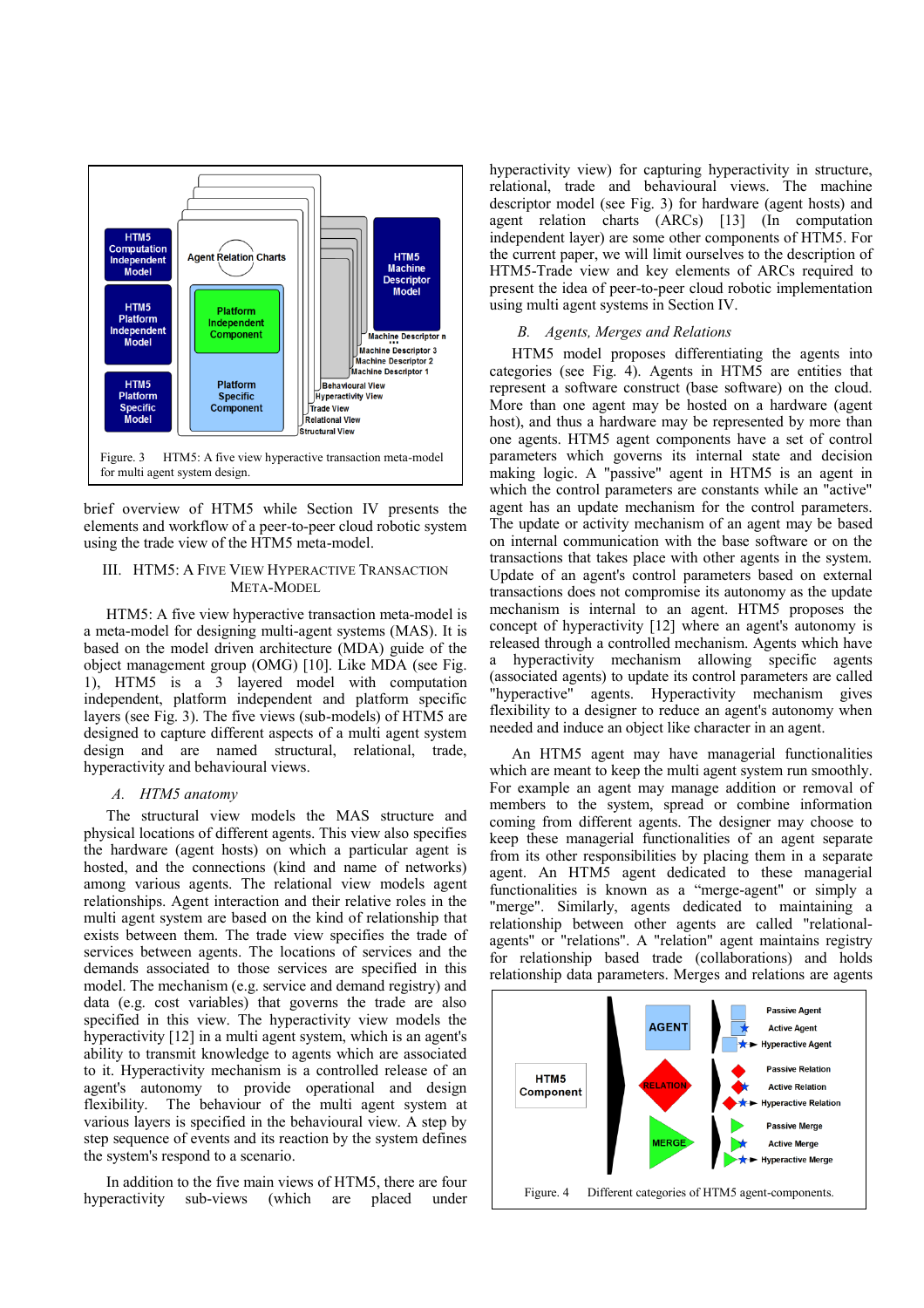Figure. 3 HTM5: A five view hyperactive transaction meta-model for multi agent system design.

brief overview of HTM5 while Section IV presents the elements and workflow of a peer-to-peer cloud robotic system using the trade view of the HTM5 meta-model.

## III. HTM5: A Five View Hyperactive Transaction Meta-Model

HTM5: A five view hyperactive transaction meta-model is a meta-model for designing multi-agent systems (MAS). It is based on the model driven architecture (MDA) guide of the object management group (OMG) [10]. Like MDA (see Fig. 1), HTM5 is a 3 layered model with computation independent, platform independent and platform specific layers (see Fig. 3). The five views (sub-models) of HTM5 are designed to capture different aspects of a multi agent system design and are named structural, relational, trade, hyperactivity and behavioural views.

### *A. HTM5 anatomy*

The structural view models the MAS structure and physical locations of different agents. This view also specifies the hardware (agent hosts) on which a particular agent is hosted, and the connections (kind and name of networks) among various agents. The relational view models agent relationships. Agent interaction and their relative roles in the multi agent system are based on the kind of relationship that exists between them. The trade view specifies the kind of services between agents. The locations of services and the demands associated to those services are specified in this model. The mechanism (e.g. service and demand registry) and data (e.g. cost variables) that governs the trade are also specified in this view. The hyperactivity view models the hyperactivity [12] in a multi agent system, which is an agent's ability to transmit knowledge to agents which are associated to it. Hyperactivity mechanism is a controlled release of an agent's autonomy to provide operational and design flexibility. The behaviour of the multi agent system at various layers is specified in the behavioural view. A step by step sequence of events and its reaction by the system defines the system's respond to a scenario.

In addition to the five main views of HTM5, there are four hyperactivity sub-views (which are placed under hyperactivity view) for capturing hyperactivity in structure, relational, trade and behavioural views. The machine descriptor model (see Fig. 3) for hardware (agent hosts) and agent relation charts (ARCs) [13] (In computation independent layer) are some other components of HTM5. For the current paper, we will limit ourselves to the description of HTM5-Trade view and key elements of ARCs required to present the idea of peer-to-peer cloud robotic implementation using multi agent systems in Section IV.

### *B. Agents, Merges and Relations*

HTM5 model proposes differentiating the agents into categories (see Fig. 4). Agents in HTM5 are entities that represent a software construct (base software) on the cloud. More than one agent may be hosted on a hardware (agent host), and thus a hardware may be represented by more than one agents. HTM5 agent components have a set of control parameters which governs its internal state and decision making logic. A "passive" agent in HTM5 is an agent in which the control parameters are constants while an "active" agent has an update mechanism for the control parameters. The update or activity mechanism of an agent may be based on internal communication with the base software or on the transactions that takes place with other agents in the system. Update of an agent's control parameters based on external transactions does not compromise its autonomy as the update mechanism is internal to an agent. HTM5 proposes the concept of hyperactivity [12] where an agent's autonomy is released through a controlled mechanism. Agents which have a hyperactivity mechanism allowing specific agents (associated agents) to update its control parameters are called "hyperactive" agents. Hyperactivity mechanism gives flexibility to a designer to reduce an agent's autonomy when needed and induce an object like character in an agent.

An HTM5 agent may have managerial functionalities which are meant to keep the multi agent system run smoothly. For example an agent may manage addition or removal of members to the system, spread or combine information coming from different agents. The designer may choose to keep these managerial functionalities of an agent separate from its other responsibilities by placing them in a separate agent. An HTM5 agent dedicated to these managerial functionalities is known as a “merge-agent” or simply a "merge". Similarly, agents dedicated to maintaining a relationship between other agents are called "relational-agents" or "relations". A "relation" agent maintains registry for relationship based trade (collaborations) and holds relationship data parameters. Merges and relations are agents

Figure. 4 Different categories of HTM5 agent-components.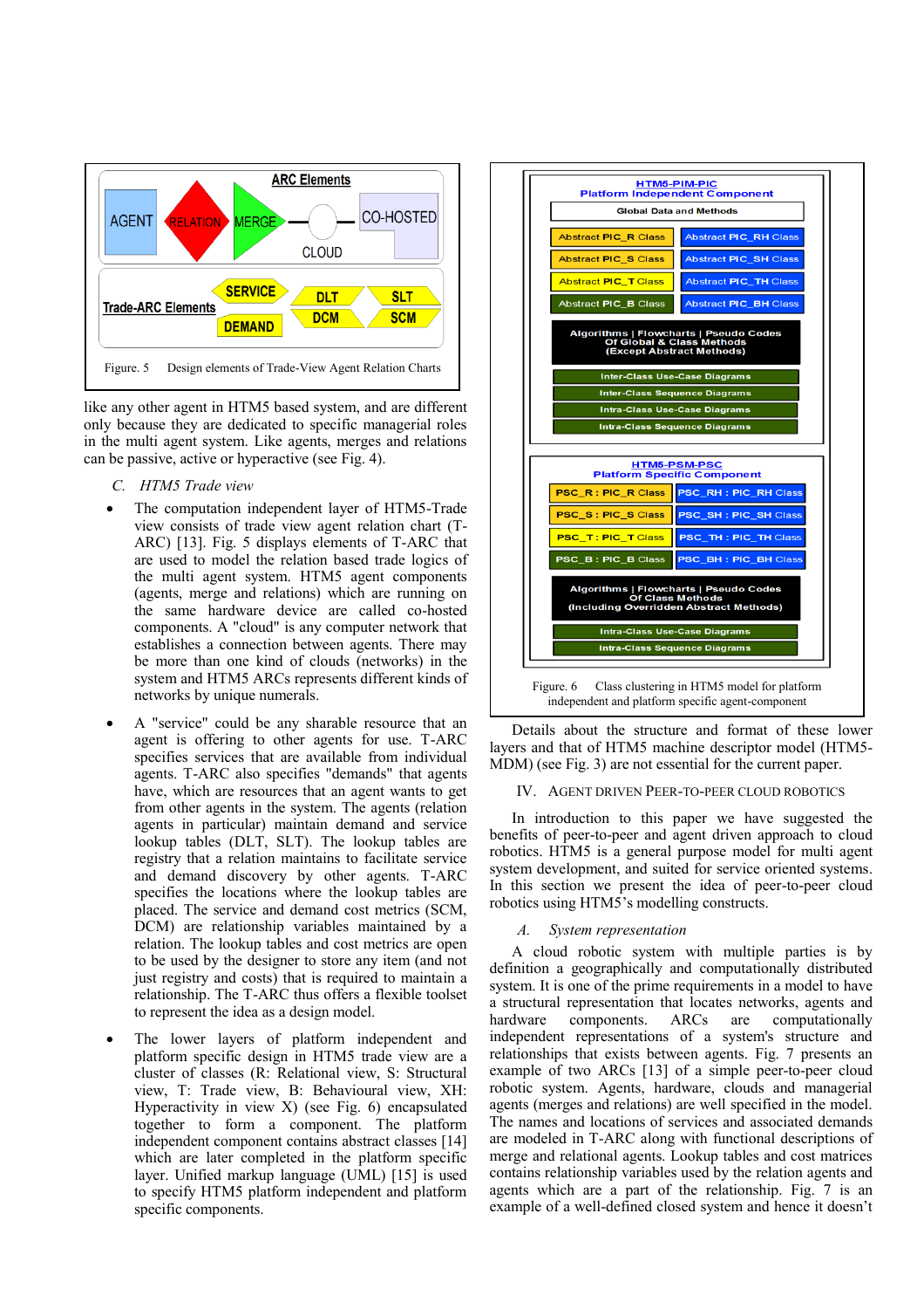Figure. 5 Design elements of Trade-View Agent Relation Charts

like any other agent in HTM5 based system, and are different only because they are dedicated to specific managerial roles in the multi agent system. Like agents, merges and relations can be passive, active or hyperactive (see Fig. 4).

### *C. HTM5 Trade view*

- The computation independent layer of HTM5-Trade view consists of trade view agent relation chart (T-ARC) [13]. Fig. 5 displays elements of T-ARC that are used to model the relation based trade logics of the multi agent system. HTM5 agent components (agents, merge and relations) which are running on the same hardware device are called co-hosted components. A "cloud" is any computer network that establishes a connection between agents. There may be more than one kind of clouds (networks) in the system and HTM5 ARCs represents different kinds of networks by unique numerals.

- A "service" could be any sharable resource that an agent is offering to other agents for use. T-ARC specifies services that are available from individual agents. T-ARC also specifies "demands" that agents have, which are resources that an agent wants to get from other agents in the system. The agents (relation agents in particular) maintain demand and service lookup tables (DLT, SLT). The lookup tables are registry that a relation maintains to facilitate service and demand discovery by other agents. T-ARC specifies the locations where the lookup tables are placed. The service and demand cost metrics (SCM, DCM) are relationship variables maintained by a relation. The lookup tables and cost metrics are open to be used by the designer to store any item (and not just registry and costs) that is required to maintain a relationship. The T-ARC thus offers a flexible toolset to represent the idea as a design model.

- The lower layers of platform independent and platform specific design in HTM5 trade view are a cluster of classes (R: Relational view, S: Structural view, T: Trade view, B: Behavioural view, XH: Hyperactivity in view X) (see Fig. 6) encapsulated together to form a component. The platform independent component contains abstract classes [14] which are later completed in the platform specific layer. Unified markup language (UML) [15] is used to specify HTM5 platform independent and platform specific components.

Figure. 6 Class clustering in HTM5 model for platform independent and platform specific agent-component

Details about the structure and format of these lower layers and that of HTM5 machine descriptor model (HTM5-MDM) (see Fig. 3) are not essential for the current paper.

## IV. Agent Driven Peer-to-Peer Cloud Robotics

In introduction to this paper we have suggested the benefits of peer-to-peer and agent driven approach to cloud robotics. HTM5 is a general purpose model for multi agent system development, and suited for service oriented systems. In this section we present the idea of peer-to-peer cloud robotics using HTM5's modelling constructs.

### *A. System representation*

A cloud robotic system with multiple parties is by definition a geographically and computationally distributed system. It is one of the prime requirements in a model to have a structural representation that locates networks, agents and hardware components. ARCs are computationally independent representations of a system's structure and relationships that exists between agents. Fig. 7 presents an example of two ARCs [13] of a simple peer-to-peer cloud robotic system. Agents, hardware, clouds and managerial agents (merges and relations) are well specified in the model. The names and locations of services and associated demands are modeled in T-ARC along with functional descriptions of merge and relational agents. Lookup tables and cost matrices contains relationship variables used by the relation agents and agents which are a part of the relationship. Fig. 7 is an example of a well-defined closed system and hence it doesn't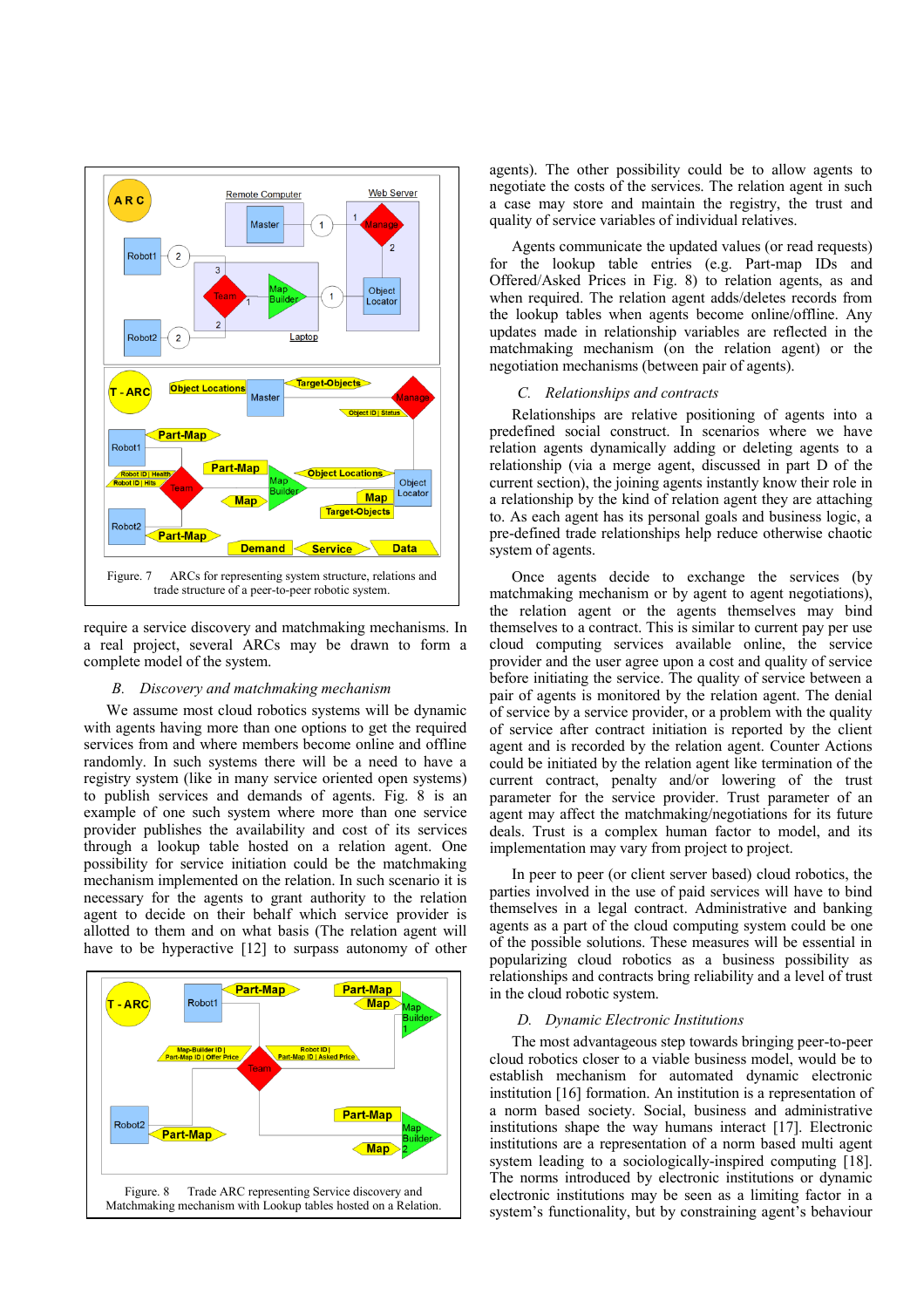Figure. 7 ARCs for representing system structure, relations and trade structure of a peer-to-peer robotic system.

require a service discovery and matchmaking mechanisms. In a real project, several ARCs may be drawn to form a complete model of the system.

### *B. Discovery and matchmaking mechanism*

We assume most cloud robotics systems will be dynamic with agents having more than one options to get the required services from and where members become online and offline randomly. In such systems there will be a need to have a registry system (like in many service oriented open systems) to publish services and demands of agents. Fig. 8 is an example of one such system where more than one service provider publishes the availability and cost of its services through a lookup table hosted on a relation agent. One possibility for service initiation could be the matchmaking mechanism implemented on the relation. In such scenario it is necessary for the agents to grant authority to the relation agent to decide on their behalf which service provider is allotted to them and on what basis (The relation agent will have to be hyperactive [12] to surpass autonomy of other

Figure. 8 Trade ARC representing Service discovery and Matchmaking mechanism with Lookup tables hosted on a Relation.

agents). The other possibility could be to allow agents to negotiate the costs of the services. The relation agent in such a case may store and maintain the registry, the trust and quality of service variables of individual relatives.

Agents communicate the updated values (or read requests) for the lookup table entries (e.g. Part-map IDs and Offered/Asked Prices in Fig. 8) to relation agents, as and when required. The relation agent adds/deletes records from the lookup tables when agents become online/offline. Any updates made in relationship variables are reflected in the matchmaking mechanism (on the relation agent) or the negotiation mechanisms (between pair of agents).

### *C. Relationships and contracts*

Relationships are relative positioning of agents into a predefined social construct. In scenarios where we have relation agents dynamically adding or deleting agents to a relationship (via a merge agent, discussed in part D of the current section), the joining agents instantly know their role in a relationship by the kind of relation agent they are attaching to. As each agent has its personal goals and business logic, a pre-defined trade relationships help reduce otherwise chaotic system of agents.

Once agents decide to exchange the services (by matchmaking mechanism or by agent to agent negotiations), the relation agent or the agents themselves may bind themselves to a contract. This is similar to current pay per use cloud computing services available online, the service provider and the user agree upon a cost and quality of service before initiating the service. The quality of service between a pair of agents is monitored by the relation agent. The denial of service by a service provider, or a problem with the quality of service after contract initiation is reported by the client agent and is recorded by the relation agent. Counter Actions could be initiated by the relation agent like termination of the current contract, penalty and/or lowering of the trust parameter for the service provider. Trust parameter of an agent may affect the matchmaking/negotiations for its future deals. Trust is a complex human factor to model, and its implementation may vary from project to project.

In peer to peer (or client server based) cloud robotics, the parties involved in the use of paid services will have to bind themselves in a legal contract. Administrative and banking agents as a part of the cloud computing system could be one of the possible solutions. These measures will be essential in popularizing cloud robotics as a business possibility as relationships and contracts bring reliability and a level of trust in the cloud robotic system.

### *D. Dynamic Electronic Institutions*

The most advantageous step towards bringing peer-to-peer cloud robotics closer to a viable business model, would be to establish mechanism for automated dynamic electronic institution [16] formation. An institution is a representation of a norm based society. Social, business and administrative institutions shape the way humans interact [17]. Electronic institutions are a representation of a norm based multi agent system leading to a sociologically-inspired computing [18]. The norms introduced by electronic institutions or dynamic electronic institutions may be seen as a limiting factor in a system's functionality, but by constraining agent's behaviour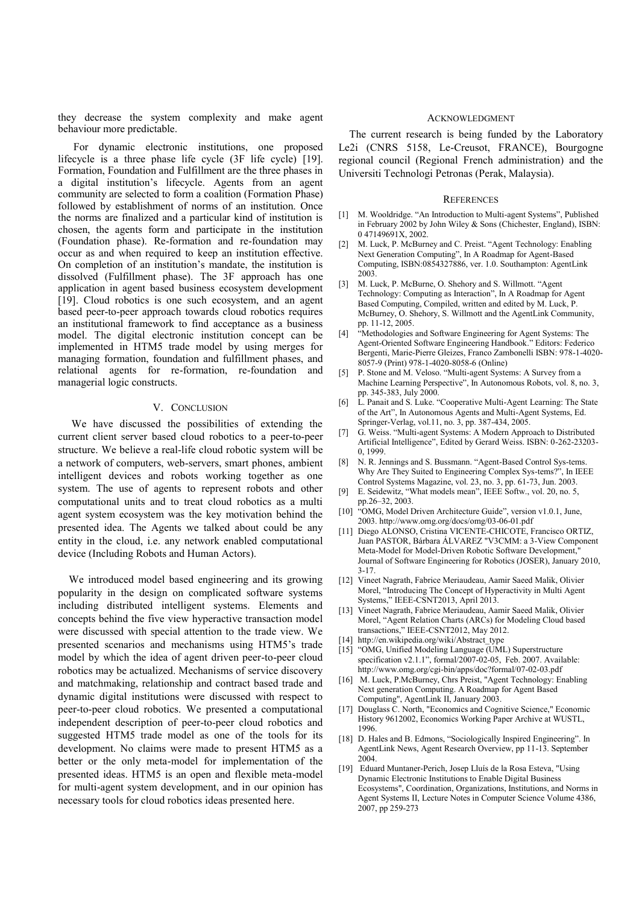they decrease the system complexity and make agent behaviour more predictable.

For dynamic electronic institutions, one proposed lifecycle is a three phase life cycle (3F life cycle) [19]. Formation, Foundation and Fulfillment are the three phases in a digital institution's lifecycle. Agents from an agent community are selected to form a coalition (Formation Phase) followed by establishment of norms of an institution. Once the norms are finalized and a particular kind of institution is chosen, the agents form and participate in the institution (Foundation phase). Re-formation and re-foundation may occur as and when required to keep an institution effective. On completion of an institution's mandate, the institution is dissolved (Fulfillment phase). The 3F approach has one application in agent based business ecosystem development [19]. Cloud robotics is one such ecosystem, and an agent based peer-to-peer approach towards cloud robotics requires an institutional framework to find acceptance as a business model. The digital electronic institution concept can be implemented in HTM5 trade model by using merges for managing formation, foundation and fulfillment phases, and relational agents for re-formation, re-foundation and managerial logic constructs.

## V. Conclusion

We have discussed the possibilities of extending the current client server based cloud robotics to a peer-to-peer structure. We believe a real-life cloud robotic system will be a network of computers, web-servers, smart phones, ambient intelligent devices and robots working together as one system. The use of agents to represent robots and other computational units and to treat cloud robotics as a multi agent system ecosystem was the key motivation behind the presented idea. The Agents we talked about could be any entity in the cloud, i.e. any network enabled computational device (Including Robots and Human Actors).

We introduced model based engineering and its growing popularity in the design on complicated software systems including distributed intelligent systems. Elements and concepts behind the five view hyperactive transaction model were discussed with special attention to the trade view. We presented scenarios and mechanisms using HTM5's trade model by which the idea of agent driven peer-to-peer cloud robotics may be actualized. Mechanisms of service discovery and matchmaking, relationship and contract based trade and dynamic digital institutions were discussed with respect to peer-to-peer cloud robotics. We presented a computational independent description of peer-to-peer cloud robotics and suggested HTM5 trade model as one of the tools for its development. No claims were made to present HTM5 as a better or the only meta-model for implementation of the presented ideas. HTM5 is an open and flexible meta-model for multi-agent system development, and in our opinion has necessary tools for cloud robotics ideas presented here.

## Acknowledgment

The current research is being funded by the Laboratory Le2i (CNRS 5158, Le-Creusot, FRANCE), Bourgogne regional council (Regional French administration) and the Universiti Technologi Petronas (Perak, Malaysia).

## References

[1] M. Wooldridge. "An Introduction to Multi-agent Systems", Published in February 2002 by John Wiley & Sons (Chichester, England), ISBN: 0 47149691X, 2002.

[2] M. Luck, P. McBurney and C. Preist. "Agent Technology: Enabling Next Generation Computing", In A Roadmap for Agent-Based Computing, ISBN:0854327886, ver. 1.0. Southampton: AgentLink 2003.

[3] M. Luck, P. McBurne, O. Shehory and S. Willmott. "Agent Technology: Computing as Interaction", In A Roadmap for Agent Based Computing, Compiled, written and edited by M. Luck, P. McBurney, O. Shehory, S. Willmott and the AgentLink Community, pp. 11-12, 2005.

[4] "Methodologies and Software Engineering for Agent Systems: The Agent-Oriented Software Engineering Handbook." Editors: Federico Bergenti, Marie-Pierre Gleizes, Franco Zambonelli ISBN: 978-1-4020-8057-9 (Print) 978-1-4020-8058-6 (Online)

[5] P. Stone and M. Veloso. "Multi-agent Systems: A Survey from a Machine Learning Perspective", In Autonomous Robots, vol. 8, no. 3, pp. 345-383, July 2000.

[6] L. Panait and S. Luke. "Cooperative Multi-Agent Learning: The State of the Art", In Autonomous Agents and Multi-Agent Systems, Ed. Springer-Verlag, vol.11, no. 3, pp. 387-434, 2005.

[7] G. Weiss. "Multi-agent Systems: A Modern Approach to Distributed Artificial Intelligence", Edited by Gerard Weiss. ISBN: 0-262-23203-0, 1999.

[8] N. R. Jennings and S. Bussmann. "Agent-Based Control Sys-tems. Why Are They Suited to Engineering Complex Sys-tems?", In IEEE Control Systems Magazine, vol. 23, no. 3, pp. 61-73, Jun. 2003.

[9] E. Seidewitz, "What models mean", IEEE Softw., vol. 20, no. 5, pp.26–32, 2003.

[10] "OMG, Model Driven Architecture Guide", version v1.0.1, June, 2003. http://www.omg.org/docs/omg/03-06-01.pdf

[11] Diego ALONSO, Cristina VICENTE-CHICOTE, Francisco ORTIZ, Juan PASTOR, Bárbara ÁLVAREZ "V3CMM: a 3-View Component Meta-Model for Model-Driven Robotic Software Development," Journal of Software Engineering for Robotics (JOSER), January 2010, 3-17.

[12] Vineet Nagrath, Fabrice Meriaudeau, Aamir Saeed Malik, Olivier Morel, "Introducing The Concept of Hyperactivity in Multi Agent Systems," IEEE-CSNT2013, April 2013.

[13] Vineet Nagrath, Fabrice Meriaudeau, Aamir Saeed Malik, Olivier Morel, "Agent Relation Charts (ARCs) for Modeling Cloud based transactions," IEEE-CSNT2012, May 2012.

[14] http://en.wikipedia.org/wiki/Abstract_type

[15] "OMG, Unified Modeling Language (UML) Superstructure specification v2.1.1", formal/2007-02-05, Feb. 2007. Available: http://www.omg.org/cgi-bin/apps/doc?formal/07-02-03.pdf

[16] M. Luck, P.McBurney, Chrs Preist, "Agent Technology: Enabling Next generation Computing. A Roadmap for Agent Based Computing", AgentLink II, January 2003.

[17] Douglass C. North, "Economics and Cognitive Science," Economic History 9612002, Economics Working Paper Archive at WUSTL, 1996.

[18] D. Hales and B. Edmons, "Sociologically Inspired Engineering". In AgentLink News, Agent Research Overview, pp 11-13. September 2004.

[19] Eduard Muntaner-Perich, Josep Lluís de la Rosa Esteva, "Using Dynamic Electronic Institutions to Enable Digital Business Ecosystems", Coordination, Organizations, Institutions, and Norms in Agent Systems II, Lecture Notes in Computer Science Volume 4386, 2007, pp 259-273